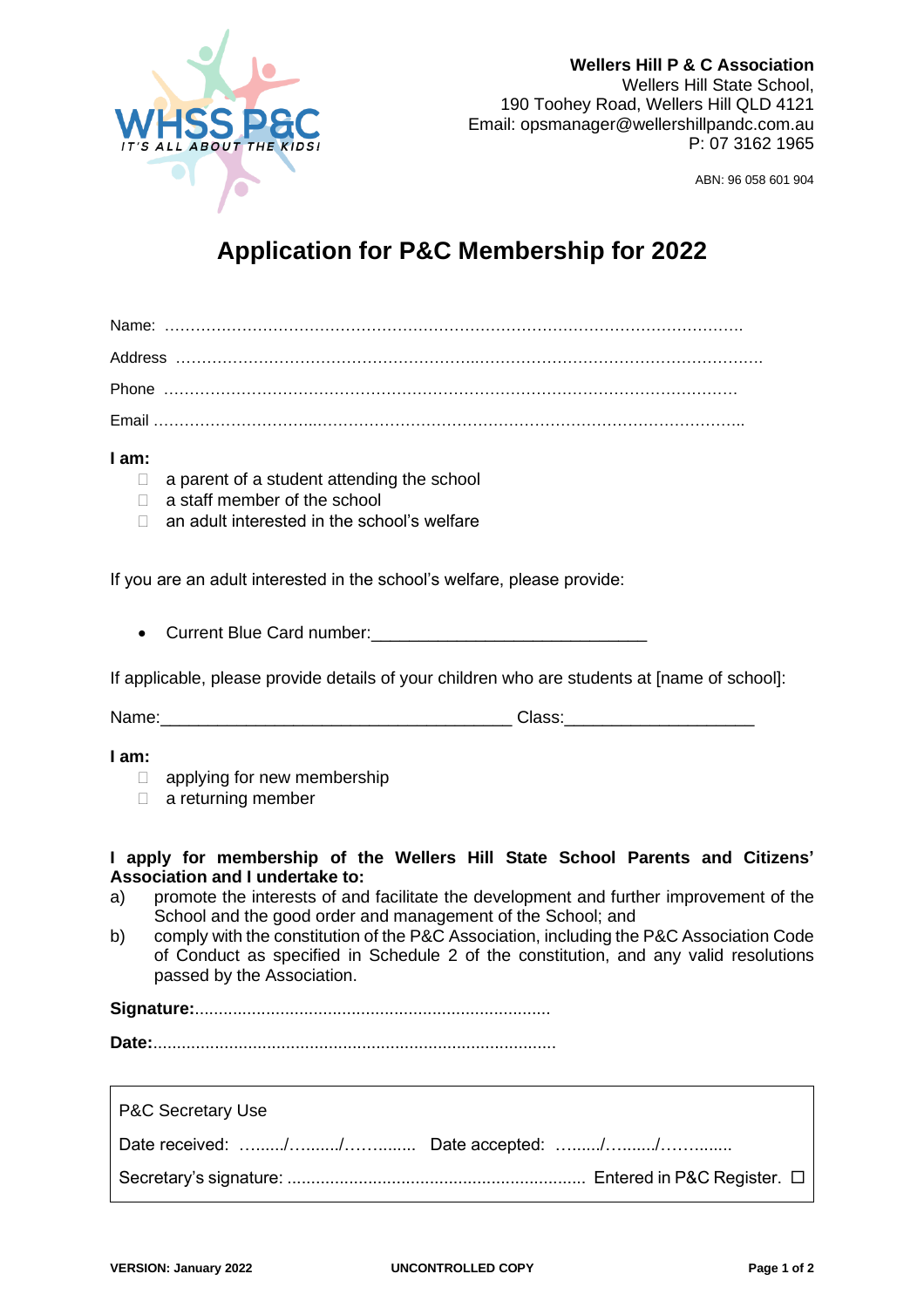**Wellers Hill P & C Association**
Wellers Hill State School,
190 Toohey Road, Wellers Hill QLD 4121
Email: opsmanager@wellershillpandc.com.au
P: 07 3162 1965

ABN: 96 058 601 904

# Application for P&C Membership for 2022

Name: …………………………………………………………………………………………………

Address ……………………………………………………………………………………………………

Phone ……………………………………………………………………………………………………

Email ……………………………………………………………………………………………………

**I am:**

- ☐ a parent of a student attending the school
- ☐ a staff member of the school
- ☐ an adult interested in the school's welfare

If you are an adult interested in the school's welfare, please provide:

- Current Blue Card number:____________________________

If applicable, please provide details of your children who are students at [name of school]:

Name:___________________________________ Class:___________________

**I am:**

- ☐ applying for new membership
- ☐ a returning member

**I apply for membership of the Wellers Hill State School Parents and Citizens' Association and I undertake to:**

a) promote the interests of and facilitate the development and further improvement of the School and the good order and management of the School; and

b) comply with the constitution of the P&C Association, including the P&C Association Code of Conduct as specified in Schedule 2 of the constitution, and any valid resolutions passed by the Association.

**Signature:**..........................................................................

**Date:**....................................................................................

---

P&C Secretary Use

Date received: …....../…....../……....... Date accepted: …....../…....../…….......

Secretary's signature: .............................................................. Entered in P&C Register. ☐

---

**VERSION: January 2022** **UNCONTROLLED COPY**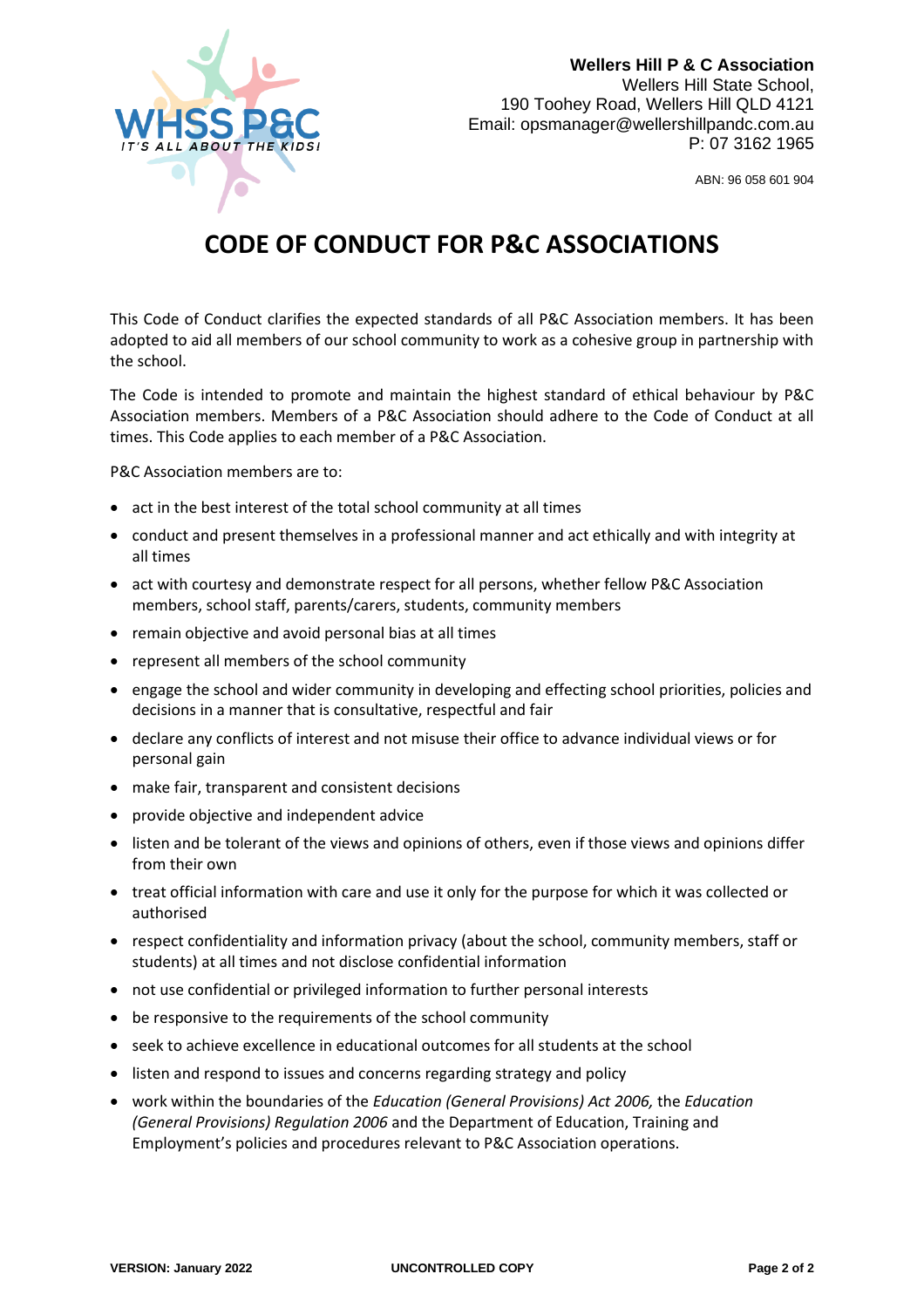**Wellers Hill P & C Association**
Wellers Hill State School,
190 Toohey Road, Wellers Hill QLD 4121
Email: opsmanager@wellershillpandc.com.au
P: 07 3162 1965

ABN: 96 058 601 904

# CODE OF CONDUCT FOR P&C ASSOCIATIONS

This Code of Conduct clarifies the expected standards of all P&C Association members. It has been adopted to aid all members of our school community to work as a cohesive group in partnership with the school.

The Code is intended to promote and maintain the highest standard of ethical behaviour by P&C Association members. Members of a P&C Association should adhere to the Code of Conduct at all times. This Code applies to each member of a P&C Association.

P&C Association members are to:

- act in the best interest of the total school community at all times
- conduct and present themselves in a professional manner and act ethically and with integrity at all times
- act with courtesy and demonstrate respect for all persons, whether fellow P&C Association members, school staff, parents/carers, students, community members
- remain objective and avoid personal bias at all times
- represent all members of the school community
- engage the school and wider community in developing and effecting school priorities, policies and decisions in a manner that is consultative, respectful and fair
- declare any conflicts of interest and not misuse their office to advance individual views or for personal gain
- make fair, transparent and consistent decisions
- provide objective and independent advice
- listen and be tolerant of the views and opinions of others, even if those views and opinions differ from their own
- treat official information with care and use it only for the purpose for which it was collected or authorised
- respect confidentiality and information privacy (about the school, community members, staff or students) at all times and not disclose confidential information
- not use confidential or privileged information to further personal interests
- be responsive to the requirements of the school community
- seek to achieve excellence in educational outcomes for all students at the school
- listen and respond to issues and concerns regarding strategy and policy
- work within the boundaries of the *Education (General Provisions) Act 2006,* the *Education (General Provisions) Regulation 2006* and the Department of Education, Training and Employment's policies and procedures relevant to P&C Association operations.

**VERSION: January 2022** **UNCONTROLLED COPY**